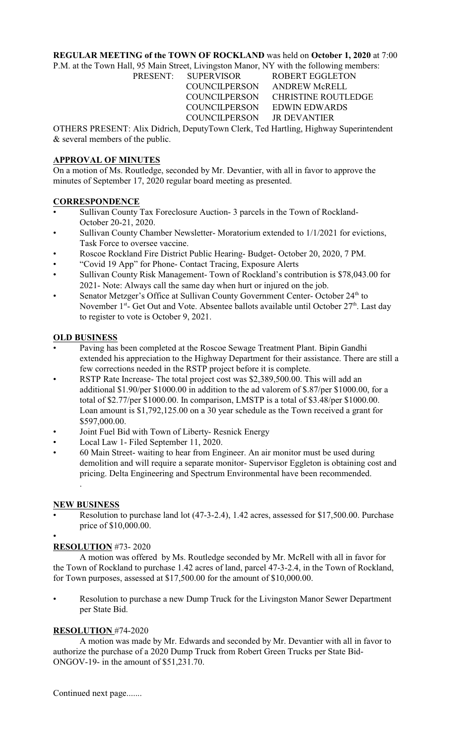**REGULAR MEETING of the TOWN OF ROCKLAND** was held on **October 1, 2020** at 7:00 P.M. at the Town Hall, 95 Main Street, Livingston Manor, NY with the following members:

| PRESENT: | SUPERVISOR | ROBERT EGGLETON |
|---|---|---|
| | COUNCILPERSON | ANDREW McRELL |
| | COUNCILPERSON | CHRISTINE ROUTLEDGE |
| | COUNCILPERSON | EDWIN EDWARDS |
| | COUNCILPERSON | JR DEVANTIER |

OTHERS PRESENT: Alix Didrich, DeputyTown Clerk, Ted Hartling, Highway Superintendent & several members of the public.

## APPROVAL OF MINUTES

On a motion of Ms. Routledge, seconded by Mr. Devantier, with all in favor to approve the minutes of September 17, 2020 regular board meeting as presented.

## CORRESPONDENCE

- Sullivan County Tax Foreclosure Auction- 3 parcels in the Town of Rockland- October 20-21, 2020.
- Sullivan County Chamber Newsletter- Moratorium extended to 1/1/2021 for evictions, Task Force to oversee vaccine.
- Roscoe Rockland Fire District Public Hearing- Budget- October 20, 2020, 7 PM.
- "Covid 19 App" for Phone- Contact Tracing, Exposure Alerts
- Sullivan County Risk Management- Town of Rockland's contribution is $78,043.00 for 2021- Note: Always call the same day when hurt or injured on the job.
- Senator Metzger's Office at Sullivan County Government Center- October 24th to November 1st- Get Out and Vote. Absentee ballots available until October 27th. Last day to register to vote is October 9, 2021.

## OLD BUSINESS

- Paving has been completed at the Roscoe Sewage Treatment Plant. Bipin Gandhi extended his appreciation to the Highway Department for their assistance. There are still a few corrections needed in the RSTP project before it is complete.
- RSTP Rate Increase- The total project cost was $2,389,500.00. This will add an additional $1.90/per $1000.00 in addition to the ad valorem of $.87/per $1000.00, for a total of $2.77/per $1000.00. In comparison, LMSTP is a total of $3.48/per $1000.00. Loan amount is $1,792,125.00 on a 30 year schedule as the Town received a grant for $597,000.00.
- Joint Fuel Bid with Town of Liberty- Resnick Energy
- Local Law 1- Filed September 11, 2020.
- 60 Main Street- waiting to hear from Engineer. An air monitor must be used during demolition and will require a separate monitor- Supervisor Eggleton is obtaining cost and pricing. Delta Engineering and Spectrum Environmental have been recommended.

## NEW BUSINESS

- Resolution to purchase land lot (47-3-2.4), 1.42 acres, assessed for $17,500.00. Purchase price of $10,000.00.

## RESOLUTION #73- 2020

A motion was offered by Ms. Routledge seconded by Mr. McRell with all in favor for the Town of Rockland to purchase 1.42 acres of land, parcel 47-3-2.4, in the Town of Rockland, for Town purposes, assessed at $17,500.00 for the amount of $10,000.00.

- Resolution to purchase a new Dump Truck for the Livingston Manor Sewer Department per State Bid.

## RESOLUTION #74-2020

A motion was made by Mr. Edwards and seconded by Mr. Devantier with all in favor to authorize the purchase of a 2020 Dump Truck from Robert Green Trucks per State Bid- ONGOV-19- in the amount of $51,231.70.

Continued next page.......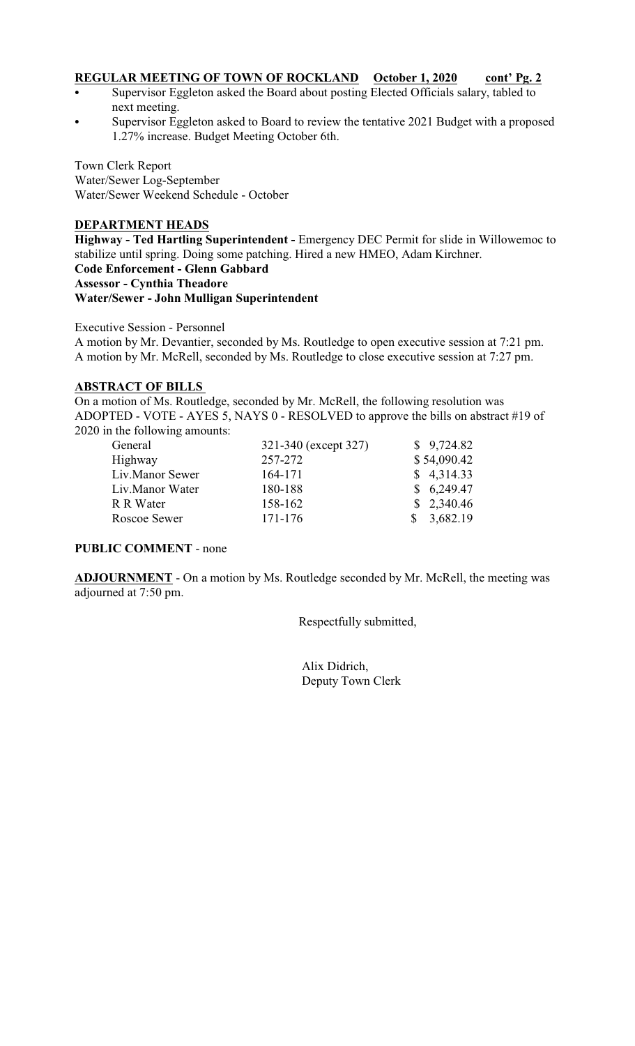**REGULAR MEETING OF TOWN OF ROCKLAND October 1, 2020 cont' Pg. 2**

- Supervisor Eggleton asked the Board about posting Elected Officials salary, tabled to next meeting.
- Supervisor Eggleton asked to Board to review the tentative 2021 Budget with a proposed 1.27% increase. Budget Meeting October 6th.

Town Clerk Report
Water/Sewer Log-September
Water/Sewer Weekend Schedule - October

**DEPARTMENT HEADS**

**Highway - Ted Hartling Superintendent -** Emergency DEC Permit for slide in Willowemoc to stabilize until spring. Doing some patching. Hired a new HMEO, Adam Kirchner.
**Code Enforcement - Glenn Gabbard**
**Assessor - Cynthia Theadore**
**Water/Sewer - John Mulligan Superintendent**

Executive Session - Personnel
A motion by Mr. Devantier, seconded by Ms. Routledge to open executive session at 7:21 pm.
A motion by Mr. McRell, seconded by Ms. Routledge to close executive session at 7:27 pm.

**ABSTRACT OF BILLS**

On a motion of Ms. Routledge, seconded by Mr. McRell, the following resolution was ADOPTED - VOTE - AYES 5, NAYS 0 - RESOLVED to approve the bills on abstract #19 of 2020 in the following amounts:

| | | |
|---|---|---|
| General | 321-340 (except 327) | $ 9,724.82 |
| Highway | 257-272 | $ 54,090.42 |
| Liv.Manor Sewer | 164-171 | $ 4,314.33 |
| Liv.Manor Water | 180-188 | $ 6,249.47 |
| R R Water | 158-162 | $ 2,340.46 |
| Roscoe Sewer | 171-176 | $ 3,682.19 |

**PUBLIC COMMENT** - none

**ADJOURNMENT** - On a motion by Ms. Routledge seconded by Mr. McRell, the meeting was adjourned at 7:50 pm.

Respectfully submitted,

Alix Didrich,
Deputy Town Clerk